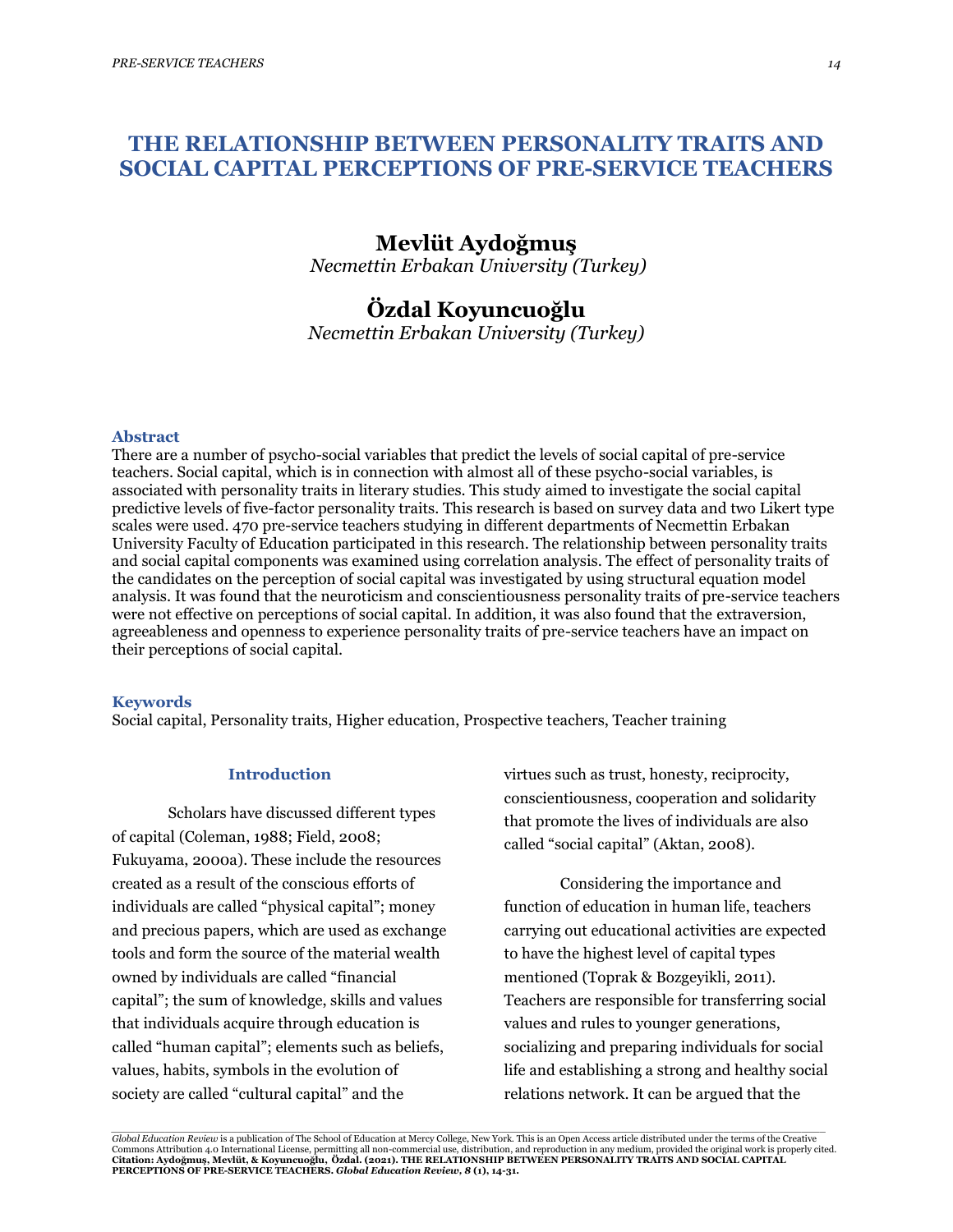# THE RELATIONSHIP BETWEEN PERSONALITY TRAITS AND SOCIAL CAPITAL PERCEPTIONS OF PRE-SERVICE TEACHERS

**Mevlüt Aydoğmuş**
*Necmettin Erbakan University (Turkey)*

**Özdal Koyuncuoğlu**
*Necmettin Erbakan University (Turkey)*

## Abstract

There are a number of psycho-social variables that predict the levels of social capital of pre-service teachers. Social capital, which is in connection with almost all of these psycho-social variables, is associated with personality traits in literary studies. This study aimed to investigate the social capital predictive levels of five-factor personality traits. This research is based on survey data and two Likert type scales were used. 470 pre-service teachers studying in different departments of Necmettin Erbakan University Faculty of Education participated in this research. The relationship between personality traits and social capital components was examined using correlation analysis. The effect of personality traits of the candidates on the perception of social capital was investigated by using structural equation model analysis. It was found that the neuroticism and conscientiousness personality traits of pre-service teachers were not effective on perceptions of social capital. In addition, it was also found that the extraversion, agreeableness and openness to experience personality traits of pre-service teachers have an impact on their perceptions of social capital.

## Keywords

Social capital, Personality traits, Higher education, Prospective teachers, Teacher training

## Introduction

Scholars have discussed different types of capital (Coleman, 1988; Field, 2008; Fukuyama, 2000a). These include the resources created as a result of the conscious efforts of individuals are called "physical capital"; money and precious papers, which are used as exchange tools and form the source of the material wealth owned by individuals are called "financial capital"; the sum of knowledge, skills and values that individuals acquire through education is called "human capital"; elements such as beliefs, values, habits, symbols in the evolution of society are called "cultural capital" and the virtues such as trust, honesty, reciprocity, conscientiousness, cooperation and solidarity that promote the lives of individuals are also called "social capital" (Aktan, 2008).

Considering the importance and function of education in human life, teachers carrying out educational activities are expected to have the highest level of capital types mentioned (Toprak & Bozgeyikli, 2011). Teachers are responsible for transferring social values and rules to younger generations, socializing and preparing individuals for social life and establishing a strong and healthy social relations network. It can be argued that the

*Global Education Review* is a publication of The School of Education at Mercy College, New York. This is an Open Access article distributed under the terms of the Creative Commons Attribution 4.0 International License, permitting all non-commercial use, distribution, and reproduction in any medium, provided the original work is properly cited.
**Citation: Aydoğmuş, Mevlüt, & Koyuncuoğlu, Özdal. (2021). THE RELATIONSHIP BETWEEN PERSONALITY TRAITS AND SOCIAL CAPITAL PERCEPTIONS OF PRE-SERVICE TEACHERS. *Global Education Review, 8* (1), 14-31.**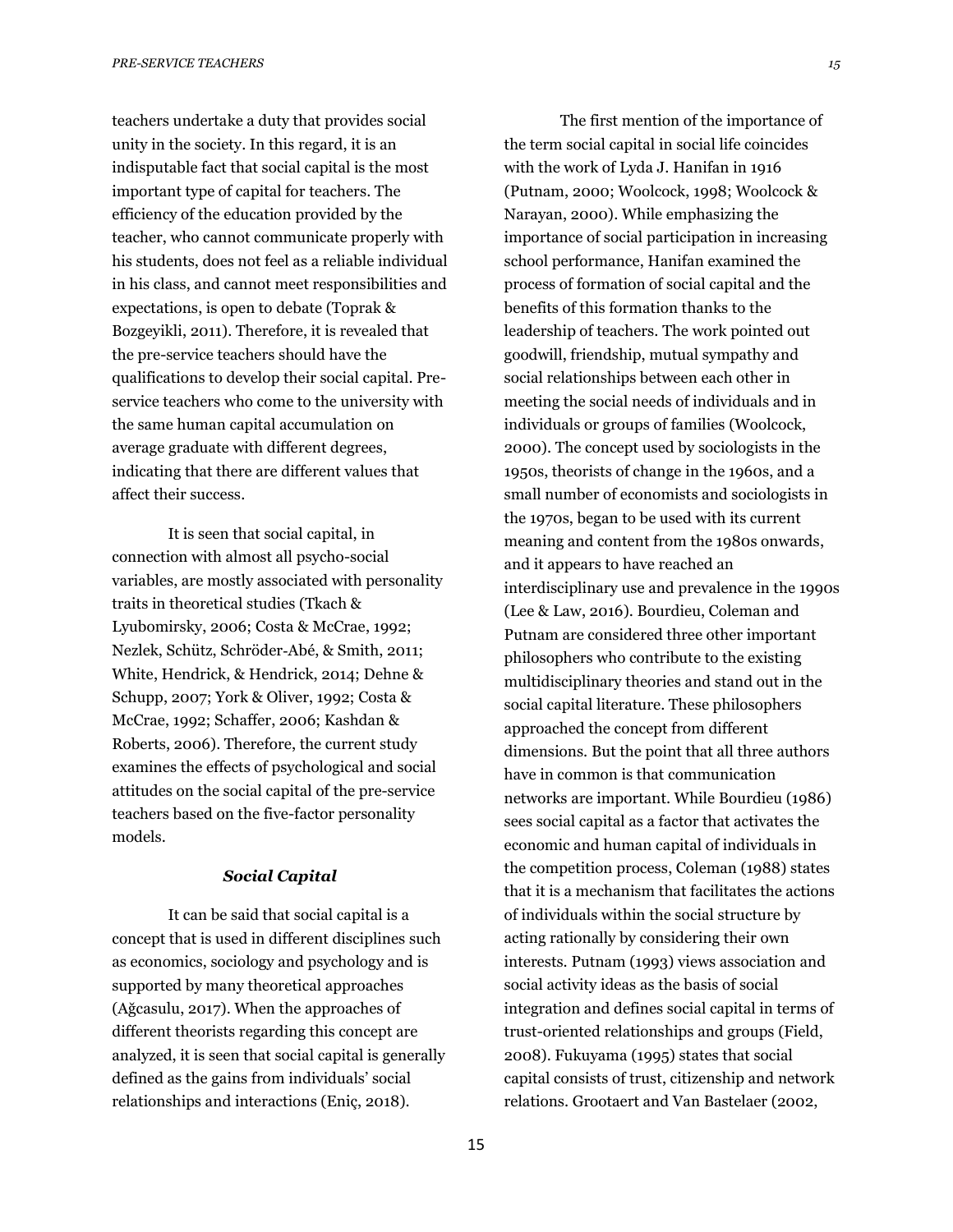teachers undertake a duty that provides social unity in the society. In this regard, it is an indisputable fact that social capital is the most important type of capital for teachers. The efficiency of the education provided by the teacher, who cannot communicate properly with his students, does not feel as a reliable individual in his class, and cannot meet responsibilities and expectations, is open to debate (Toprak & Bozgeyikli, 2011). Therefore, it is revealed that the pre-service teachers should have the qualifications to develop their social capital. Pre-service teachers who come to the university with the same human capital accumulation on average graduate with different degrees, indicating that there are different values that affect their success.

It is seen that social capital, in connection with almost all psycho-social variables, are mostly associated with personality traits in theoretical studies (Tkach & Lyubomirsky, 2006; Costa & McCrae, 1992; Nezlek, Schütz, Schröder-Abé, & Smith, 2011; White, Hendrick, & Hendrick, 2014; Dehne & Schupp, 2007; York & Oliver, 1992; Costa & McCrae, 1992; Schaffer, 2006; Kashdan & Roberts, 2006). Therefore, the current study examines the effects of psychological and social attitudes on the social capital of the pre-service teachers based on the five-factor personality models.

### *Social Capital*

It can be said that social capital is a concept that is used in different disciplines such as economics, sociology and psychology and is supported by many theoretical approaches (Ağcasulu, 2017). When the approaches of different theorists regarding this concept are analyzed, it is seen that social capital is generally defined as the gains from individuals' social relationships and interactions (Eniç, 2018).

The first mention of the importance of the term social capital in social life coincides with the work of Lyda J. Hanifan in 1916 (Putnam, 2000; Woolcock, 1998; Woolcock & Narayan, 2000). While emphasizing the importance of social participation in increasing school performance, Hanifan examined the process of formation of social capital and the benefits of this formation thanks to the leadership of teachers. The work pointed out goodwill, friendship, mutual sympathy and social relationships between each other in meeting the social needs of individuals and in individuals or groups of families (Woolcock, 2000). The concept used by sociologists in the 1950s, theorists of change in the 1960s, and a small number of economists and sociologists in the 1970s, began to be used with its current meaning and content from the 1980s onwards, and it appears to have reached an interdisciplinary use and prevalence in the 1990s (Lee & Law, 2016). Bourdieu, Coleman and Putnam are considered three other important philosophers who contribute to the existing multidisciplinary theories and stand out in the social capital literature. These philosophers approached the concept from different dimensions. But the point that all three authors have in common is that communication networks are important. While Bourdieu (1986) sees social capital as a factor that activates the economic and human capital of individuals in the competition process, Coleman (1988) states that it is a mechanism that facilitates the actions of individuals within the social structure by acting rationally by considering their own interests. Putnam (1993) views association and social activity ideas as the basis of social integration and defines social capital in terms of trust-oriented relationships and groups (Field, 2008). Fukuyama (1995) states that social capital consists of trust, citizenship and network relations. Grootaert and Van Bastelaer (2002,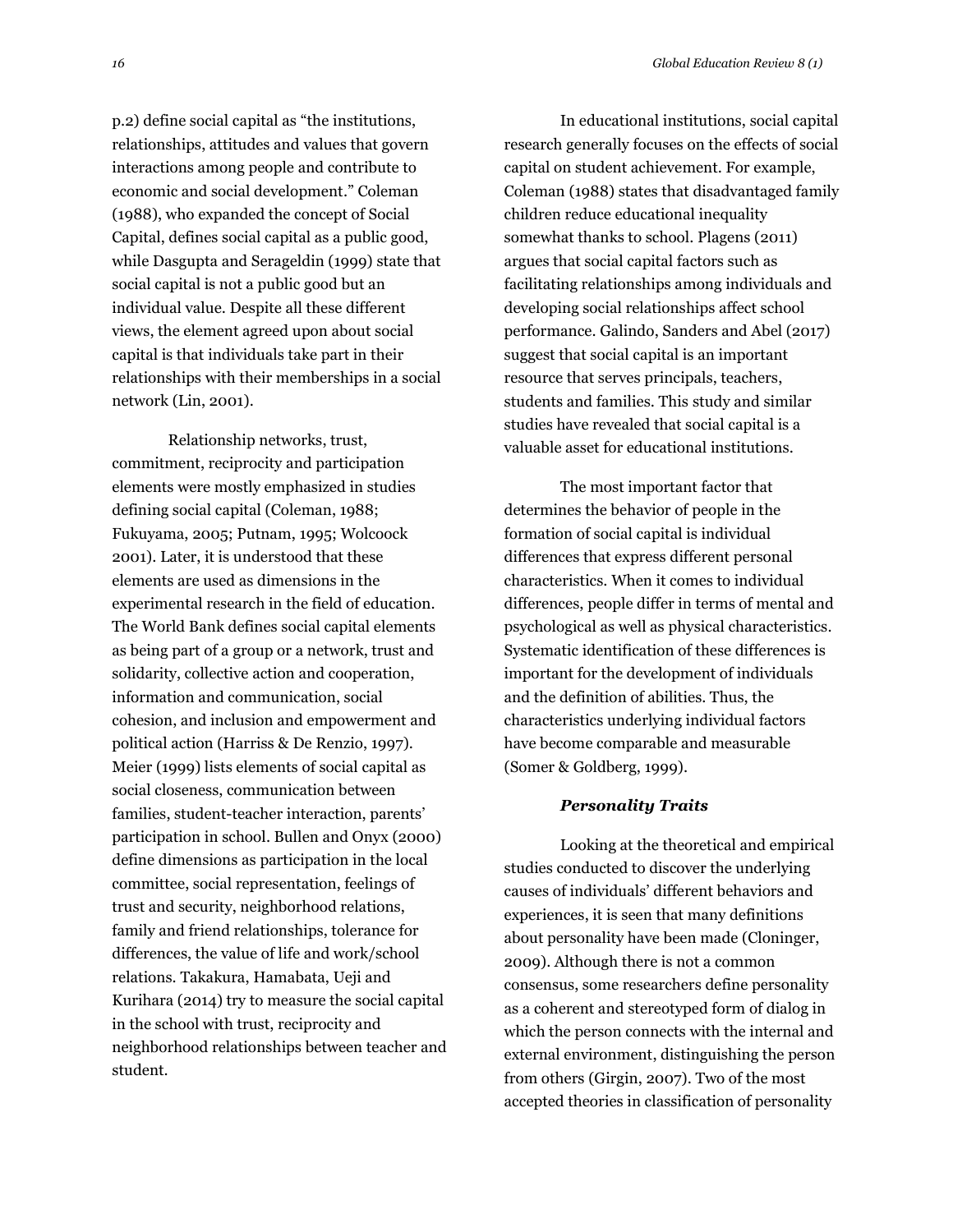p.2) define social capital as "the institutions, relationships, attitudes and values that govern interactions among people and contribute to economic and social development." Coleman (1988), who expanded the concept of Social Capital, defines social capital as a public good, while Dasgupta and Serageldin (1999) state that social capital is not a public good but an individual value. Despite all these different views, the element agreed upon about social capital is that individuals take part in their relationships with their memberships in a social network (Lin, 2001).

Relationship networks, trust, commitment, reciprocity and participation elements were mostly emphasized in studies defining social capital (Coleman, 1988; Fukuyama, 2005; Putnam, 1995; Wolcoock 2001). Later, it is understood that these elements are used as dimensions in the experimental research in the field of education. The World Bank defines social capital elements as being part of a group or a network, trust and solidarity, collective action and cooperation, information and communication, social cohesion, and inclusion and empowerment and political action (Harriss & De Renzio, 1997). Meier (1999) lists elements of social capital as social closeness, communication between families, student-teacher interaction, parents' participation in school. Bullen and Onyx (2000) define dimensions as participation in the local committee, social representation, feelings of trust and security, neighborhood relations, family and friend relationships, tolerance for differences, the value of life and work/school relations. Takakura, Hamabata, Ueji and Kurihara (2014) try to measure the social capital in the school with trust, reciprocity and neighborhood relationships between teacher and student.

In educational institutions, social capital research generally focuses on the effects of social capital on student achievement. For example, Coleman (1988) states that disadvantaged family children reduce educational inequality somewhat thanks to school. Plagens (2011) argues that social capital factors such as facilitating relationships among individuals and developing social relationships affect school performance. Galindo, Sanders and Abel (2017) suggest that social capital is an important resource that serves principals, teachers, students and families. This study and similar studies have revealed that social capital is a valuable asset for educational institutions.

The most important factor that determines the behavior of people in the formation of social capital is individual differences that express different personal characteristics. When it comes to individual differences, people differ in terms of mental and psychological as well as physical characteristics. Systematic identification of these differences is important for the development of individuals and the definition of abilities. Thus, the characteristics underlying individual factors have become comparable and measurable (Somer & Goldberg, 1999).

### *Personality Traits*

Looking at the theoretical and empirical studies conducted to discover the underlying causes of individuals' different behaviors and experiences, it is seen that many definitions about personality have been made (Cloninger, 2009). Although there is not a common consensus, some researchers define personality as a coherent and stereotyped form of dialog in which the person connects with the internal and external environment, distinguishing the person from others (Girgin, 2007). Two of the most accepted theories in classification of personality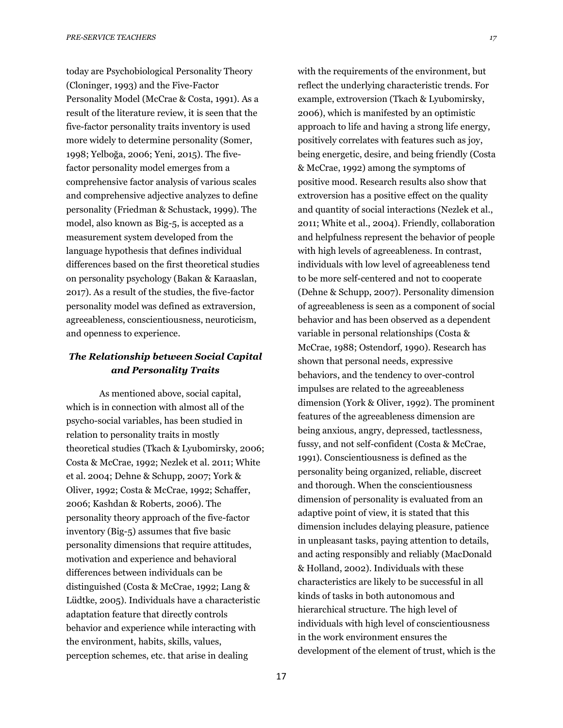today are Psychobiological Personality Theory (Cloninger, 1993) and the Five-Factor Personality Model (McCrae & Costa, 1991). As a result of the literature review, it is seen that the five-factor personality traits inventory is used more widely to determine personality (Somer, 1998; Yelboğa, 2006; Yeni, 2015). The five-factor personality model emerges from a comprehensive factor analysis of various scales and comprehensive adjective analyzes to define personality (Friedman & Schustack, 1999). The model, also known as Big-5, is accepted as a measurement system developed from the language hypothesis that defines individual differences based on the first theoretical studies on personality psychology (Bakan & Karaaslan, 2017). As a result of the studies, the five-factor personality model was defined as extraversion, agreeableness, conscientiousness, neuroticism, and openness to experience.

### *The Relationship between Social Capital and Personality Traits*

As mentioned above, social capital, which is in connection with almost all of the psycho-social variables, has been studied in relation to personality traits in mostly theoretical studies (Tkach & Lyubomirsky, 2006; Costa & McCrae, 1992; Nezlek et al. 2011; White et al. 2004; Dehne & Schupp, 2007; York & Oliver, 1992; Costa & McCrae, 1992; Schaffer, 2006; Kashdan & Roberts, 2006). The personality theory approach of the five-factor inventory (Big-5) assumes that five basic personality dimensions that require attitudes, motivation and experience and behavioral differences between individuals can be distinguished (Costa & McCrae, 1992; Lang & Lüdtke, 2005). Individuals have a characteristic adaptation feature that directly controls behavior and experience while interacting with the environment, habits, skills, values, perception schemes, etc. that arise in dealing with the requirements of the environment, but reflect the underlying characteristic trends. For example, extroversion (Tkach & Lyubomirsky, 2006), which is manifested by an optimistic approach to life and having a strong life energy, positively correlates with features such as joy, being energetic, desire, and being friendly (Costa & McCrae, 1992) among the symptoms of positive mood. Research results also show that extroversion has a positive effect on the quality and quantity of social interactions (Nezlek et al., 2011; White et al., 2004). Friendly, collaboration and helpfulness represent the behavior of people with high levels of agreeableness. In contrast, individuals with low level of agreeableness tend to be more self-centered and not to cooperate (Dehne & Schupp, 2007). Personality dimension of agreeableness is seen as a component of social behavior and has been observed as a dependent variable in personal relationships (Costa & McCrae, 1988; Ostendorf, 1990). Research has shown that personal needs, expressive behaviors, and the tendency to over-control impulses are related to the agreeableness dimension (York & Oliver, 1992). The prominent features of the agreeableness dimension are being anxious, angry, depressed, tactlessness, fussy, and not self-confident (Costa & McCrae, 1991). Conscientiousness is defined as the personality being organized, reliable, discreet and thorough. When the conscientiousness dimension of personality is evaluated from an adaptive point of view, it is stated that this dimension includes delaying pleasure, patience in unpleasant tasks, paying attention to details, and acting responsibly and reliably (MacDonald & Holland, 2002). Individuals with these characteristics are likely to be successful in all kinds of tasks in both autonomous and hierarchical structure. The high level of individuals with high level of conscientiousness in the work environment ensures the development of the element of trust, which is the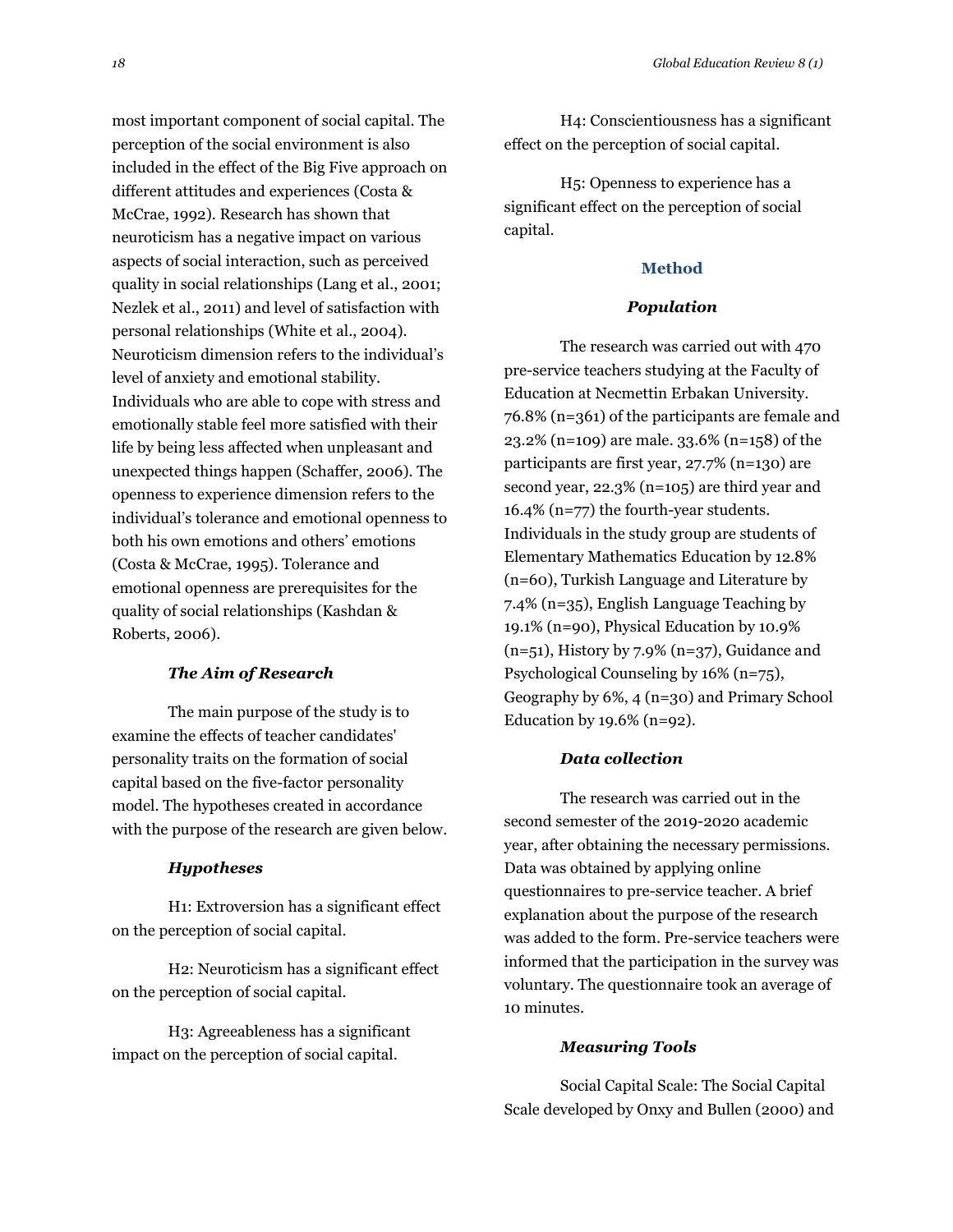most important component of social capital. The perception of the social environment is also included in the effect of the Big Five approach on different attitudes and experiences (Costa & McCrae, 1992). Research has shown that neuroticism has a negative impact on various aspects of social interaction, such as perceived quality in social relationships (Lang et al., 2001; Nezlek et al., 2011) and level of satisfaction with personal relationships (White et al., 2004). Neuroticism dimension refers to the individual's level of anxiety and emotional stability. Individuals who are able to cope with stress and emotionally stable feel more satisfied with their life by being less affected when unpleasant and unexpected things happen (Schaffer, 2006). The openness to experience dimension refers to the individual's tolerance and emotional openness to both his own emotions and others' emotions (Costa & McCrae, 1995). Tolerance and emotional openness are prerequisites for the quality of social relationships (Kashdan & Roberts, 2006).

### *The Aim of Research*

The main purpose of the study is to examine the effects of teacher candidates' personality traits on the formation of social capital based on the five-factor personality model. The hypotheses created in accordance with the purpose of the research are given below.

### *Hypotheses*

H1: Extroversion has a significant effect on the perception of social capital.

H2: Neuroticism has a significant effect on the perception of social capital.

H3: Agreeableness has a significant impact on the perception of social capital.

H4: Conscientiousness has a significant effect on the perception of social capital.

H5: Openness to experience has a significant effect on the perception of social capital.

## Method

### *Population*

The research was carried out with 470 pre-service teachers studying at the Faculty of Education at Necmettin Erbakan University. 76.8% (n=361) of the participants are female and 23.2% (n=109) are male. 33.6% (n=158) of the participants are first year, 27.7% (n=130) are second year, 22.3% (n=105) are third year and 16.4% (n=77) the fourth-year students. Individuals in the study group are students of Elementary Mathematics Education by 12.8% (n=60), Turkish Language and Literature by 7.4% (n=35), English Language Teaching by 19.1% (n=90), Physical Education by 10.9% (n=51), History by 7.9% (n=37), Guidance and Psychological Counseling by 16% (n=75), Geography by 6%, 4 (n=30) and Primary School Education by 19.6% (n=92).

### *Data collection*

The research was carried out in the second semester of the 2019-2020 academic year, after obtaining the necessary permissions. Data was obtained by applying online questionnaires to pre-service teacher. A brief explanation about the purpose of the research was added to the form. Pre-service teachers were informed that the participation in the survey was voluntary. The questionnaire took an average of 10 minutes.

### *Measuring Tools*

Social Capital Scale: The Social Capital Scale developed by Onxy and Bullen (2000) and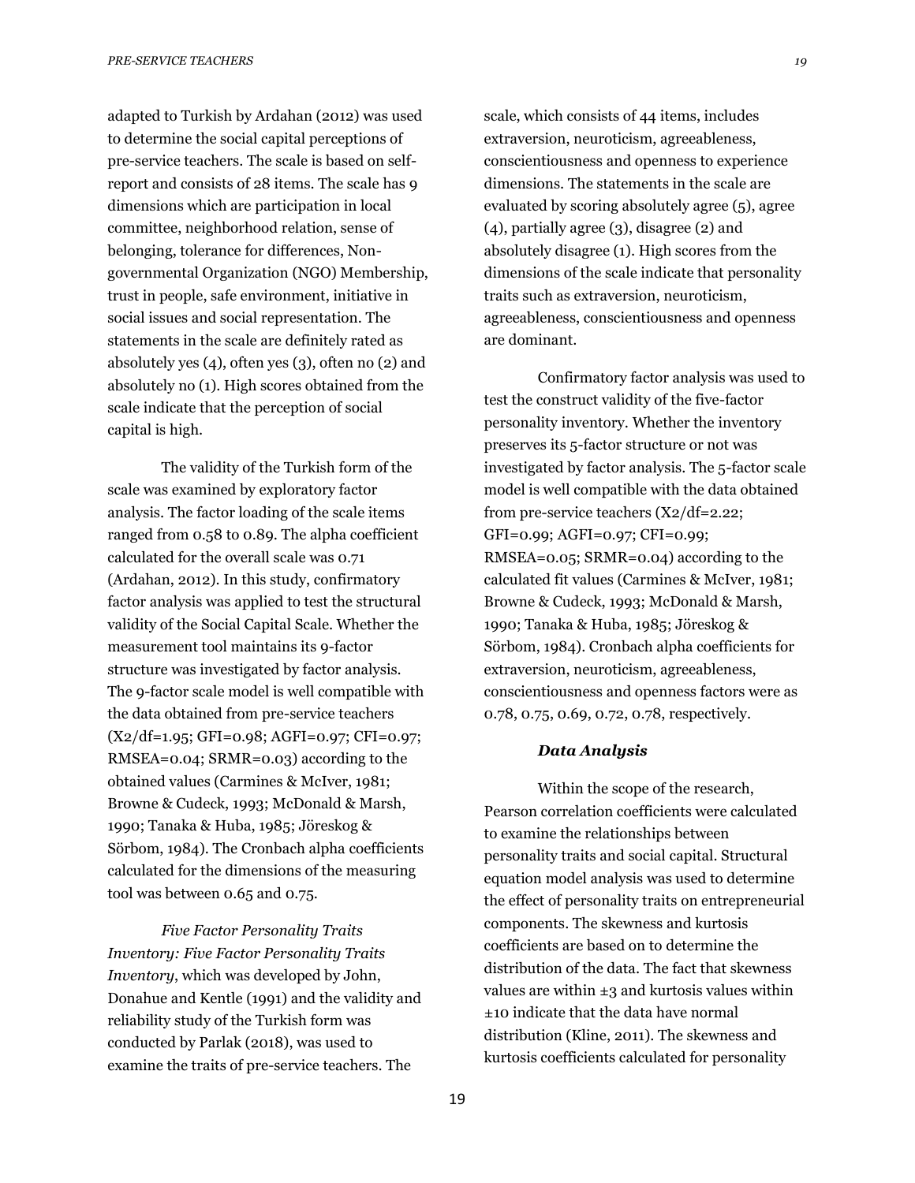adapted to Turkish by Ardahan (2012) was used to determine the social capital perceptions of pre-service teachers. The scale is based on self-report and consists of 28 items. The scale has 9 dimensions which are participation in local committee, neighborhood relation, sense of belonging, tolerance for differences, Non-governmental Organization (NGO) Membership, trust in people, safe environment, initiative in social issues and social representation. The statements in the scale are definitely rated as absolutely yes (4), often yes (3), often no (2) and absolutely no (1). High scores obtained from the scale indicate that the perception of social capital is high.

The validity of the Turkish form of the scale was examined by exploratory factor analysis. The factor loading of the scale items ranged from 0.58 to 0.89. The alpha coefficient calculated for the overall scale was 0.71 (Ardahan, 2012). In this study, confirmatory factor analysis was applied to test the structural validity of the Social Capital Scale. Whether the measurement tool maintains its 9-factor structure was investigated by factor analysis. The 9-factor scale model is well compatible with the data obtained from pre-service teachers ($X2/df=1.95$; GFI=0.98; AGFI=0.97; CFI=0.97; RMSEA=0.04; SRMR=0.03) according to the obtained values (Carmines & McIver, 1981; Browne & Cudeck, 1993; McDonald & Marsh, 1990; Tanaka & Huba, 1985; Jöreskog & Sörbom, 1984). The Cronbach alpha coefficients calculated for the dimensions of the measuring tool was between 0.65 and 0.75.

*Five Factor Personality Traits Inventory: Five Factor Personality Traits Inventory*, which was developed by John, Donahue and Kentle (1991) and the validity and reliability study of the Turkish form was conducted by Parlak (2018), was used to examine the traits of pre-service teachers. The scale, which consists of 44 items, includes extraversion, neuroticism, agreeableness, conscientiousness and openness to experience dimensions. The statements in the scale are evaluated by scoring absolutely agree (5), agree (4), partially agree (3), disagree (2) and absolutely disagree (1). High scores from the dimensions of the scale indicate that personality traits such as extraversion, neuroticism, agreeableness, conscientiousness and openness are dominant.

Confirmatory factor analysis was used to test the construct validity of the five-factor personality inventory. Whether the inventory preserves its 5-factor structure or not was investigated by factor analysis. The 5-factor scale model is well compatible with the data obtained from pre-service teachers ($X2/df=2.22$; GFI=0.99; AGFI=0.97; CFI=0.99; RMSEA=0.05; SRMR=0.04) according to the calculated fit values (Carmines & McIver, 1981; Browne & Cudeck, 1993; McDonald & Marsh, 1990; Tanaka & Huba, 1985; Jöreskog & Sörbom, 1984). Cronbach alpha coefficients for extraversion, neuroticism, agreeableness, conscientiousness and openness factors were as 0.78, 0.75, 0.69, 0.72, 0.78, respectively.

### *Data Analysis*

Within the scope of the research, Pearson correlation coefficients were calculated to examine the relationships between personality traits and social capital. Structural equation model analysis was used to determine the effect of personality traits on entrepreneurial components. The skewness and kurtosis coefficients are based on to determine the distribution of the data. The fact that skewness values are within $\pm 3$ and kurtosis values within $\pm 10$ indicate that the data have normal distribution (Kline, 2011). The skewness and kurtosis coefficients calculated for personality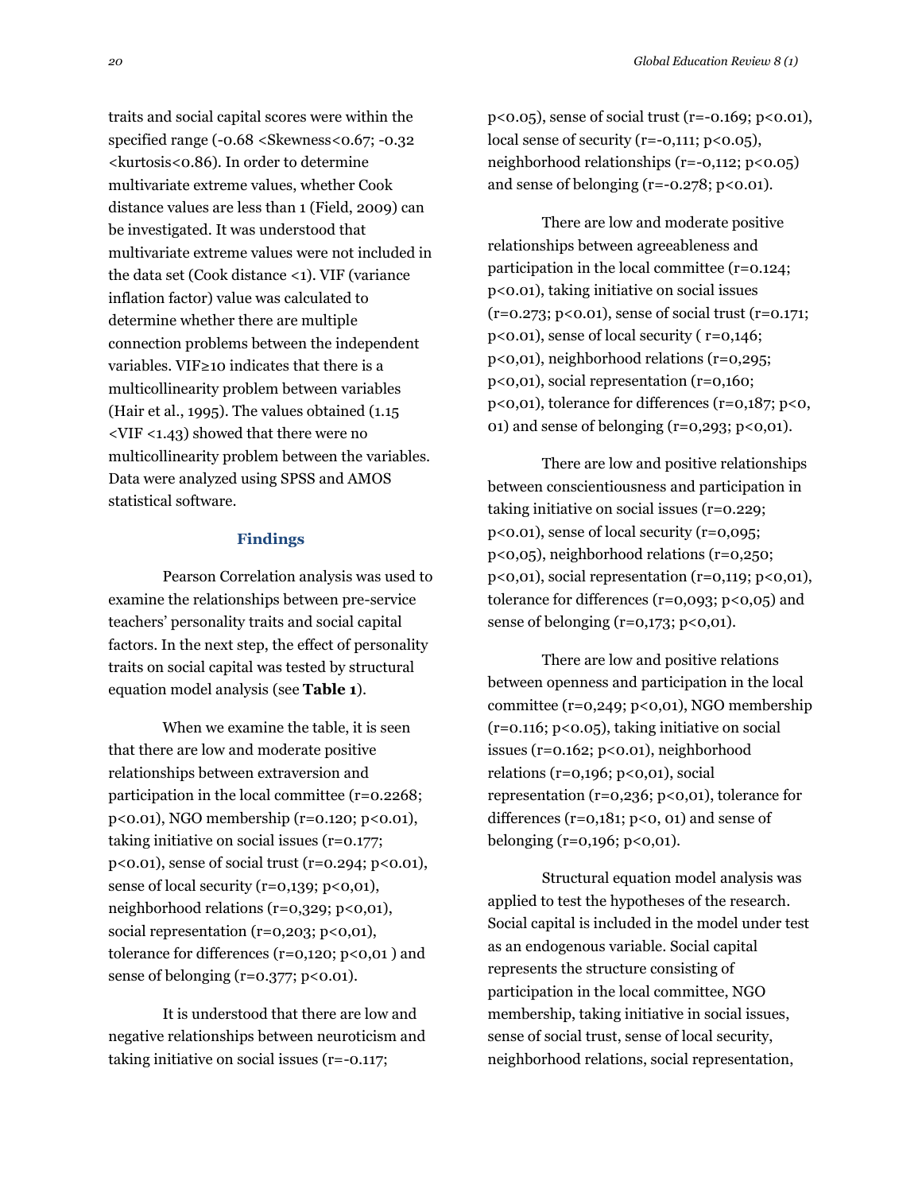traits and social capital scores were within the specified range (-0.68 <Skewness<0.67; -0.32 <kurtosis<0.86). In order to determine multivariate extreme values, whether Cook distance values are less than 1 (Field, 2009) can be investigated. It was understood that multivariate extreme values were not included in the data set (Cook distance <1). VIF (variance inflation factor) value was calculated to determine whether there are multiple connection problems between the independent variables. VIF≥10 indicates that there is a multicollinearity problem between variables (Hair et al., 1995). The values obtained (1.15 <VIF <1.43) showed that there were no multicollinearity problem between the variables. Data were analyzed using SPSS and AMOS statistical software.

## Findings

Pearson Correlation analysis was used to examine the relationships between pre-service teachers' personality traits and social capital factors. In the next step, the effect of personality traits on social capital was tested by structural equation model analysis (see **Table 1**).

When we examine the table, it is seen that there are low and moderate positive relationships between extraversion and participation in the local committee (r=0.2268; p<0.01), NGO membership (r=0.120; p<0.01), taking initiative on social issues (r=0.177; p<0.01), sense of social trust (r=0.294; p<0.01), sense of local security (r=0,139; p<0,01), neighborhood relations (r=0,329; p<0,01), social representation (r=0,203; p<0,01), tolerance for differences (r=0,120; p<0,01 ) and sense of belonging (r=0.377; p<0.01).

It is understood that there are low and negative relationships between neuroticism and taking initiative on social issues (r=-0.117; p<0.05), sense of social trust (r=-0.169; p<0.01), local sense of security (r=-0,111; p<0.05), neighborhood relationships (r=-0,112; p<0.05) and sense of belonging (r=-0.278; p<0.01).

There are low and moderate positive relationships between agreeableness and participation in the local committee (r=0.124; p<0.01), taking initiative on social issues (r=0.273; p<0.01), sense of social trust (r=0.171; p<0.01), sense of local security ( r=0,146; p<0,01), neighborhood relations (r=0,295; p<0,01), social representation (r=0,160; p<0,01), tolerance for differences (r=0,187; p<0, 01) and sense of belonging (r=0,293; p<0,01).

There are low and positive relationships between conscientiousness and participation in taking initiative on social issues (r=0.229; p<0.01), sense of local security (r=0,095; p<0,05), neighborhood relations (r=0,250; p<0,01), social representation (r=0,119; p<0,01), tolerance for differences (r=0,093; p<0,05) and sense of belonging (r=0,173; p<0,01).

There are low and positive relations between openness and participation in the local committee (r=0,249; p<0,01), NGO membership (r=0.116; p<0.05), taking initiative on social issues (r=0.162; p<0.01), neighborhood relations (r=0,196; p<0,01), social representation (r=0,236; p<0,01), tolerance for differences (r=0,181; p<0, 01) and sense of belonging (r=0,196; p<0,01).

Structural equation model analysis was applied to test the hypotheses of the research. Social capital is included in the model under test as an endogenous variable. Social capital represents the structure consisting of participation in the local committee, NGO membership, taking initiative in social issues, sense of social trust, sense of local security, neighborhood relations, social representation,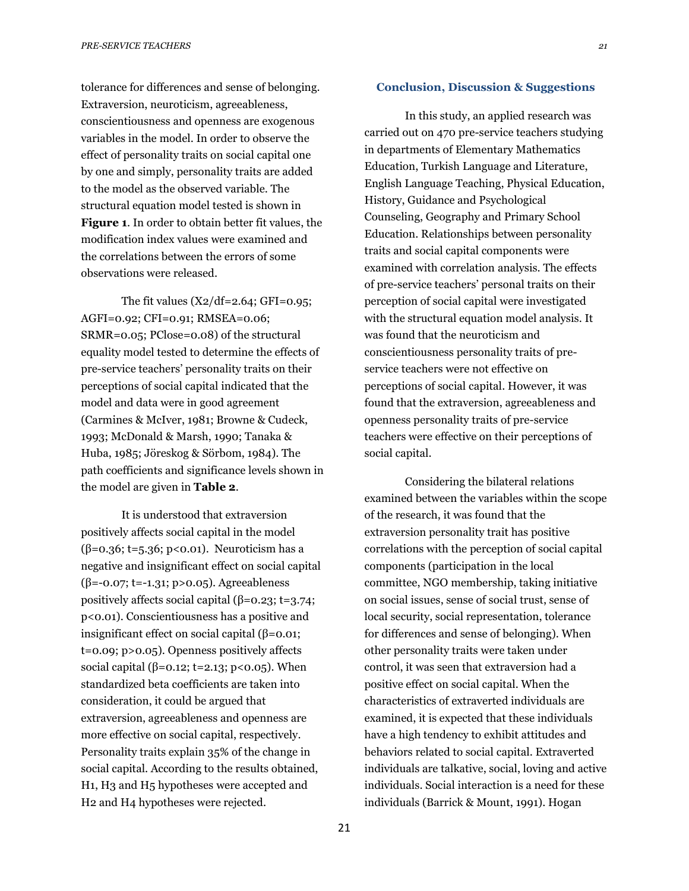tolerance for differences and sense of belonging. Extraversion, neuroticism, agreeableness, conscientiousness and openness are exogenous variables in the model. In order to observe the effect of personality traits on social capital one by one and simply, personality traits are added to the model as the observed variable. The structural equation model tested is shown in **Figure 1**. In order to obtain better fit values, the modification index values were examined and the correlations between the errors of some observations were released.

The fit values ($X2/df=2.64$; $GFI=0.95$; $AGFI=0.92$; $CFI=0.91$; $RMSEA=0.06$; $SRMR=0.05$; $PClose=0.08$) of the structural equality model tested to determine the effects of pre-service teachers' personality traits on their perceptions of social capital indicated that the model and data were in good agreement (Carmines & McIver, 1981; Browne & Cudeck, 1993; McDonald & Marsh, 1990; Tanaka & Huba, 1985; Jöreskog & Sörbom, 1984). The path coefficients and significance levels shown in the model are given in **Table 2**.

It is understood that extraversion positively affects social capital in the model ($\beta=0.36$; $t=5.36$; $p<0.01$). Neuroticism has a negative and insignificant effect on social capital ($\beta=-0.07$; $t=-1.31$; $p>0.05$). Agreeableness positively affects social capital ($\beta=0.23$; $t=3.74$; $p<0.01$). Conscientiousness has a positive and insignificant effect on social capital ($\beta=0.01$; $t=0.09$; $p>0.05$). Openness positively affects social capital ($\beta=0.12$; $t=2.13$; $p<0.05$). When standardized beta coefficients are taken into consideration, it could be argued that extraversion, agreeableness and openness are more effective on social capital, respectively. Personality traits explain 35% of the change in social capital. According to the results obtained, H1, H3 and H5 hypotheses were accepted and H2 and H4 hypotheses were rejected.

## Conclusion, Discussion & Suggestions

In this study, an applied research was carried out on 470 pre-service teachers studying in departments of Elementary Mathematics Education, Turkish Language and Literature, English Language Teaching, Physical Education, History, Guidance and Psychological Counseling, Geography and Primary School Education. Relationships between personality traits and social capital components were examined with correlation analysis. The effects of pre-service teachers' personal traits on their perception of social capital were investigated with the structural equation model analysis. It was found that the neuroticism and conscientiousness personality traits of pre-service teachers were not effective on perceptions of social capital. However, it was found that the extraversion, agreeableness and openness personality traits of pre-service teachers were effective on their perceptions of social capital.

Considering the bilateral relations examined between the variables within the scope of the research, it was found that the extraversion personality trait has positive correlations with the perception of social capital components (participation in the local committee, NGO membership, taking initiative on social issues, sense of social trust, sense of local security, social representation, tolerance for differences and sense of belonging). When other personality traits were taken under control, it was seen that extraversion had a positive effect on social capital. When the characteristics of extraverted individuals are examined, it is expected that these individuals have a high tendency to exhibit attitudes and behaviors related to social capital. Extraverted individuals are talkative, social, loving and active individuals. Social interaction is a need for these individuals (Barrick & Mount, 1991). Hogan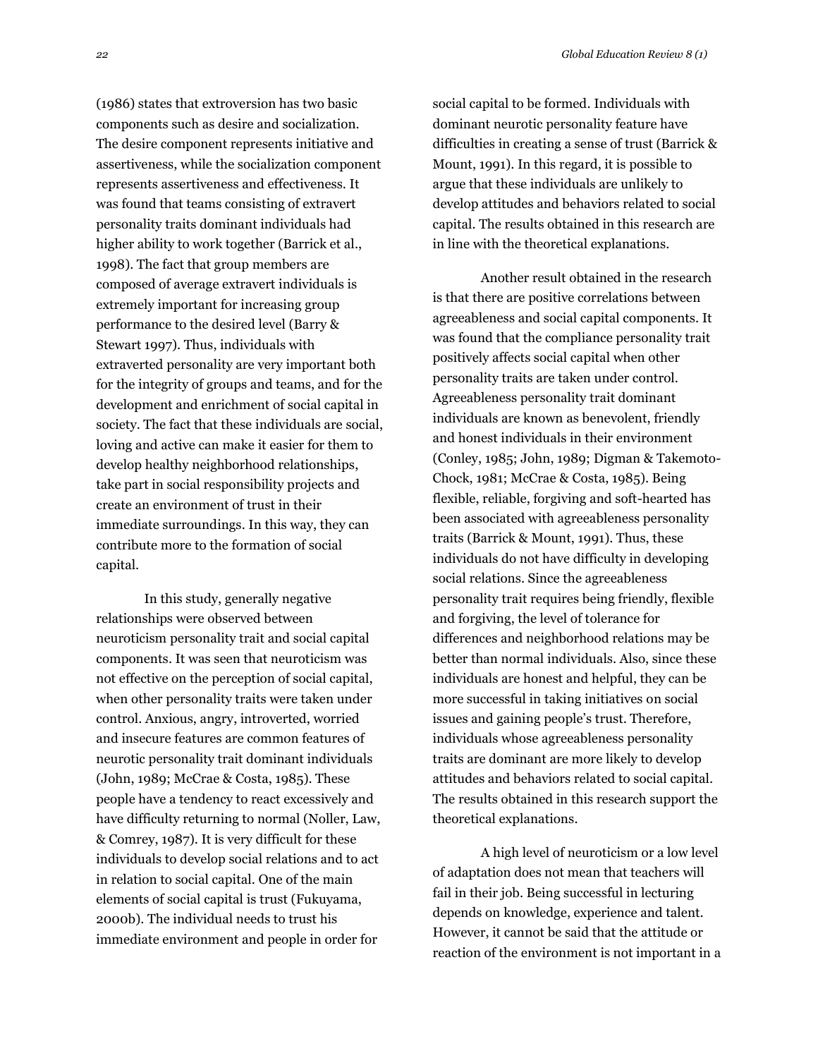(1986) states that extroversion has two basic components such as desire and socialization. The desire component represents initiative and assertiveness, while the socialization component represents assertiveness and effectiveness. It was found that teams consisting of extravert personality traits dominant individuals had higher ability to work together (Barrick et al., 1998). The fact that group members are composed of average extravert individuals is extremely important for increasing group performance to the desired level (Barry & Stewart 1997). Thus, individuals with extraverted personality are very important both for the integrity of groups and teams, and for the development and enrichment of social capital in society. The fact that these individuals are social, loving and active can make it easier for them to develop healthy neighborhood relationships, take part in social responsibility projects and create an environment of trust in their immediate surroundings. In this way, they can contribute more to the formation of social capital.

In this study, generally negative relationships were observed between neuroticism personality trait and social capital components. It was seen that neuroticism was not effective on the perception of social capital, when other personality traits were taken under control. Anxious, angry, introverted, worried and insecure features are common features of neurotic personality trait dominant individuals (John, 1989; McCrae & Costa, 1985). These people have a tendency to react excessively and have difficulty returning to normal (Noller, Law, & Comrey, 1987). It is very difficult for these individuals to develop social relations and to act in relation to social capital. One of the main elements of social capital is trust (Fukuyama, 2000b). The individual needs to trust his immediate environment and people in order for social capital to be formed. Individuals with dominant neurotic personality feature have difficulties in creating a sense of trust (Barrick & Mount, 1991). In this regard, it is possible to argue that these individuals are unlikely to develop attitudes and behaviors related to social capital. The results obtained in this research are in line with the theoretical explanations.

Another result obtained in the research is that there are positive correlations between agreeableness and social capital components. It was found that the compliance personality trait positively affects social capital when other personality traits are taken under control. Agreeableness personality trait dominant individuals are known as benevolent, friendly and honest individuals in their environment (Conley, 1985; John, 1989; Digman & Takemoto-Chock, 1981; McCrae & Costa, 1985). Being flexible, reliable, forgiving and soft-hearted has been associated with agreeableness personality traits (Barrick & Mount, 1991). Thus, these individuals do not have difficulty in developing social relations. Since the agreeableness personality trait requires being friendly, flexible and forgiving, the level of tolerance for differences and neighborhood relations may be better than normal individuals. Also, since these individuals are honest and helpful, they can be more successful in taking initiatives on social issues and gaining people's trust. Therefore, individuals whose agreeableness personality traits are dominant are more likely to develop attitudes and behaviors related to social capital. The results obtained in this research support the theoretical explanations.

A high level of neuroticism or a low level of adaptation does not mean that teachers will fail in their job. Being successful in lecturing depends on knowledge, experience and talent. However, it cannot be said that the attitude or reaction of the environment is not important in a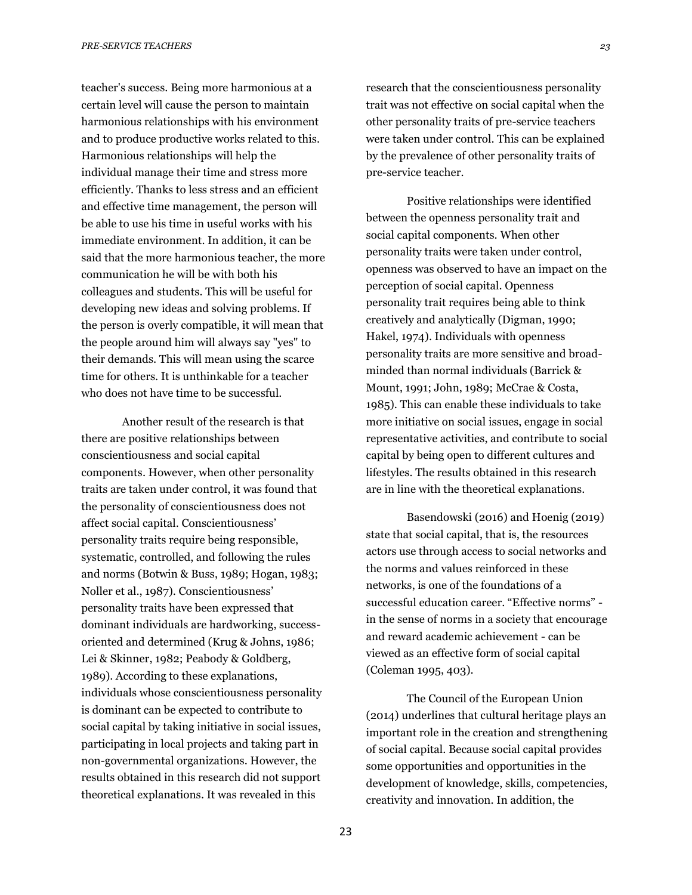teacher's success. Being more harmonious at a certain level will cause the person to maintain harmonious relationships with his environment and to produce productive works related to this. Harmonious relationships will help the individual manage their time and stress more efficiently. Thanks to less stress and an efficient and effective time management, the person will be able to use his time in useful works with his immediate environment. In addition, it can be said that the more harmonious teacher, the more communication he will be with both his colleagues and students. This will be useful for developing new ideas and solving problems. If the person is overly compatible, it will mean that the people around him will always say "yes" to their demands. This will mean using the scarce time for others. It is unthinkable for a teacher who does not have time to be successful.

Another result of the research is that there are positive relationships between conscientiousness and social capital components. However, when other personality traits are taken under control, it was found that the personality of conscientiousness does not affect social capital. Conscientiousness' personality traits require being responsible, systematic, controlled, and following the rules and norms (Botwin & Buss, 1989; Hogan, 1983; Noller et al., 1987). Conscientiousness' personality traits have been expressed that dominant individuals are hardworking, success-oriented and determined (Krug & Johns, 1986; Lei & Skinner, 1982; Peabody & Goldberg, 1989). According to these explanations, individuals whose conscientiousness personality is dominant can be expected to contribute to social capital by taking initiative in social issues, participating in local projects and taking part in non-governmental organizations. However, the results obtained in this research did not support theoretical explanations. It was revealed in this research that the conscientiousness personality trait was not effective on social capital when the other personality traits of pre-service teachers were taken under control. This can be explained by the prevalence of other personality traits of pre-service teacher.

Positive relationships were identified between the openness personality trait and social capital components. When other personality traits were taken under control, openness was observed to have an impact on the perception of social capital. Openness personality trait requires being able to think creatively and analytically (Digman, 1990; Hakel, 1974). Individuals with openness personality traits are more sensitive and broad-minded than normal individuals (Barrick & Mount, 1991; John, 1989; McCrae & Costa, 1985). This can enable these individuals to take more initiative on social issues, engage in social representative activities, and contribute to social capital by being open to different cultures and lifestyles. The results obtained in this research are in line with the theoretical explanations.

Basendowski (2016) and Hoenig (2019) state that social capital, that is, the resources actors use through access to social networks and the norms and values reinforced in these networks, is one of the foundations of a successful education career. "Effective norms" - in the sense of norms in a society that encourage and reward academic achievement - can be viewed as an effective form of social capital (Coleman 1995, 403).

The Council of the European Union (2014) underlines that cultural heritage plays an important role in the creation and strengthening of social capital. Because social capital provides some opportunities and opportunities in the development of knowledge, skills, competencies, creativity and innovation. In addition, the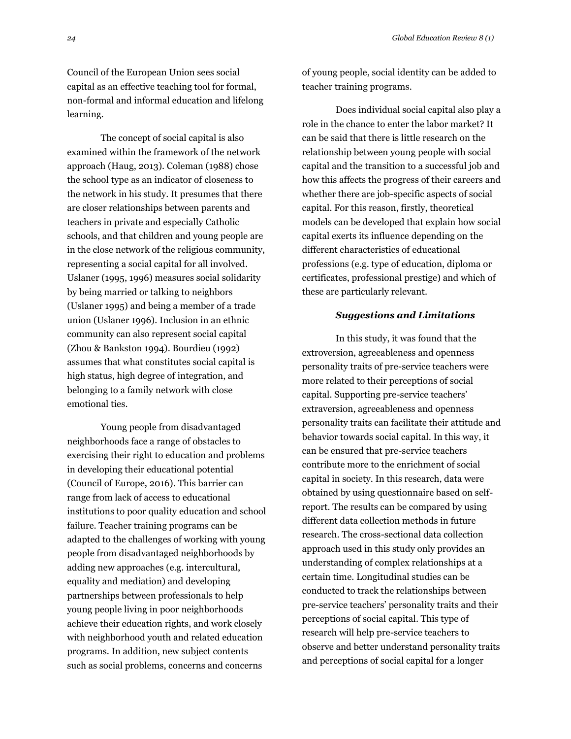Council of the European Union sees social capital as an effective teaching tool for formal, non-formal and informal education and lifelong learning.

The concept of social capital is also examined within the framework of the network approach (Haug, 2013). Coleman (1988) chose the school type as an indicator of closeness to the network in his study. It presumes that there are closer relationships between parents and teachers in private and especially Catholic schools, and that children and young people are in the close network of the religious community, representing a social capital for all involved. Uslaner (1995, 1996) measures social solidarity by being married or talking to neighbors (Uslaner 1995) and being a member of a trade union (Uslaner 1996). Inclusion in an ethnic community can also represent social capital (Zhou & Bankston 1994). Bourdieu (1992) assumes that what constitutes social capital is high status, high degree of integration, and belonging to a family network with close emotional ties.

Young people from disadvantaged neighborhoods face a range of obstacles to exercising their right to education and problems in developing their educational potential (Council of Europe, 2016). This barrier can range from lack of access to educational institutions to poor quality education and school failure. Teacher training programs can be adapted to the challenges of working with young people from disadvantaged neighborhoods by adding new approaches (e.g. intercultural, equality and mediation) and developing partnerships between professionals to help young people living in poor neighborhoods achieve their education rights, and work closely with neighborhood youth and related education programs. In addition, new subject contents such as social problems, concerns and concerns of young people, social identity can be added to teacher training programs.

Does individual social capital also play a role in the chance to enter the labor market? It can be said that there is little research on the relationship between young people with social capital and the transition to a successful job and how this affects the progress of their careers and whether there are job-specific aspects of social capital. For this reason, firstly, theoretical models can be developed that explain how social capital exerts its influence depending on the different characteristics of educational professions (e.g. type of education, diploma or certificates, professional prestige) and which of these are particularly relevant.

### *Suggestions and Limitations*

In this study, it was found that the extroversion, agreeableness and openness personality traits of pre-service teachers were more related to their perceptions of social capital. Supporting pre-service teachers' extraversion, agreeableness and openness personality traits can facilitate their attitude and behavior towards social capital. In this way, it can be ensured that pre-service teachers contribute more to the enrichment of social capital in society. In this research, data were obtained by using questionnaire based on self-report. The results can be compared by using different data collection methods in future research. The cross-sectional data collection approach used in this study only provides an understanding of complex relationships at a certain time. Longitudinal studies can be conducted to track the relationships between pre-service teachers' personality traits and their perceptions of social capital. This type of research will help pre-service teachers to observe and better understand personality traits and perceptions of social capital for a longer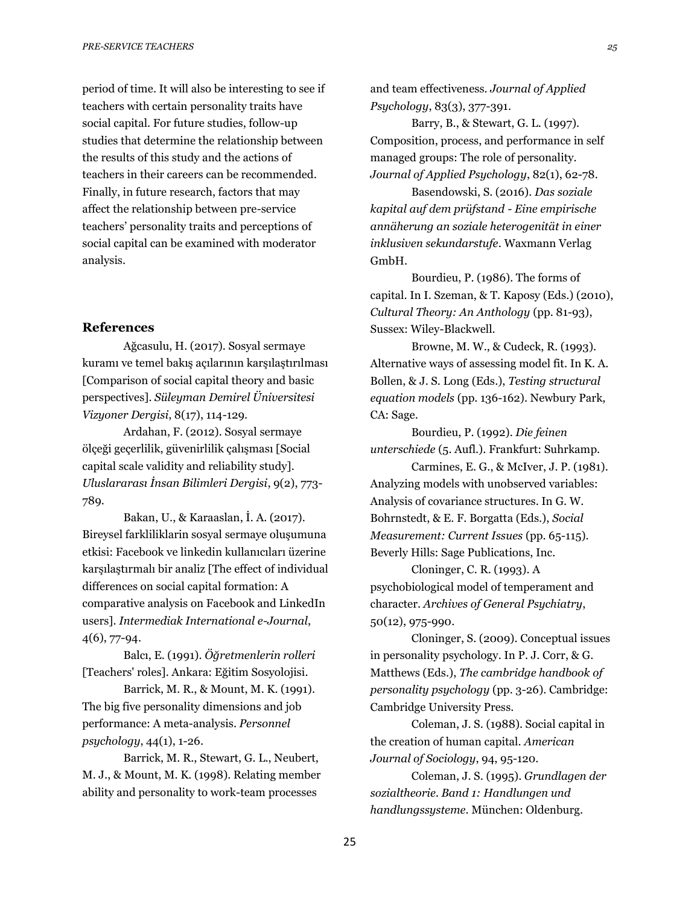period of time. It will also be interesting to see if teachers with certain personality traits have social capital. For future studies, follow-up studies that determine the relationship between the results of this study and the actions of teachers in their careers can be recommended. Finally, in future research, factors that may affect the relationship between pre-service teachers' personality traits and perceptions of social capital can be examined with moderator analysis.

## References

Ağcasulu, H. (2017). Sosyal sermaye kuramı ve temel bakış açılarının karşılaştırılması [Comparison of social capital theory and basic perspectives]. *Süleyman Demirel Üniversitesi Vizyoner Dergisi*, 8(17), 114-129.

Ardahan, F. (2012). Sosyal sermaye ölçeği geçerlilik, güvenirlilik çalışması [Social capital scale validity and reliability study]. *Uluslararası İnsan Bilimleri Dergisi*, 9(2), 773-789.

Bakan, U., & Karaaslan, İ. A. (2017). Bireysel farkliliklarin sosyal sermaye oluşumuna etkisi: Facebook ve linkedin kullanıcıları üzerine karşılaştırmalı bir analiz [The effect of individual differences on social capital formation: A comparative analysis on Facebook and LinkedIn users]. *Intermediak International e-Journal*, 4(6), 77-94.

Balcı, E. (1991). *Öğretmenlerin rolleri* [Teachers' roles]. Ankara: Eğitim Sosyolojisi.

Barrick, M. R., & Mount, M. K. (1991). The big five personality dimensions and job performance: A meta-analysis. *Personnel psychology*, 44(1), 1-26.

Barrick, M. R., Stewart, G. L., Neubert, M. J., & Mount, M. K. (1998). Relating member ability and personality to work-team processes and team effectiveness. *Journal of Applied Psychology*, 83(3), 377-391.

Barry, B., & Stewart, G. L. (1997). Composition, process, and performance in self managed groups: The role of personality. *Journal of Applied Psychology*, 82(1), 62-78.

Basendowski, S. (2016). *Das soziale kapital auf dem prüfstand - Eine empirische annäherung an soziale heterogenität in einer inklusiven sekundarstufe*. Waxmann Verlag GmbH.

Bourdieu, P. (1986). The forms of capital. In I. Szeman, & T. Kaposy (Eds.) (2010), *Cultural Theory: An Anthology* (pp. 81-93), Sussex: Wiley-Blackwell.

Browne, M. W., & Cudeck, R. (1993). Alternative ways of assessing model fit. In K. A. Bollen, & J. S. Long (Eds.), *Testing structural equation models* (pp. 136-162). Newbury Park, CA: Sage.

Bourdieu, P. (1992). *Die feinen unterschiede* (5. Aufl.). Frankfurt: Suhrkamp.

Carmines, E. G., & McIver, J. P. (1981). Analyzing models with unobserved variables: Analysis of covariance structures. In G. W. Bohrnstedt, & E. F. Borgatta (Eds.), *Social Measurement: Current Issues* (pp. 65-115). Beverly Hills: Sage Publications, Inc.

Cloninger, C. R. (1993). A psychobiological model of temperament and character. *Archives of General Psychiatry*, 50(12), 975-990.

Cloninger, S. (2009). Conceptual issues in personality psychology. In P. J. Corr, & G. Matthews (Eds.), *The cambridge handbook of personality psychology* (pp. 3-26). Cambridge: Cambridge University Press.

Coleman, J. S. (1988). Social capital in the creation of human capital. *American Journal of Sociology*, 94, 95-120.

Coleman, J. S. (1995). *Grundlagen der sozialtheorie. Band 1: Handlungen und handlungssysteme*. München: Oldenburg.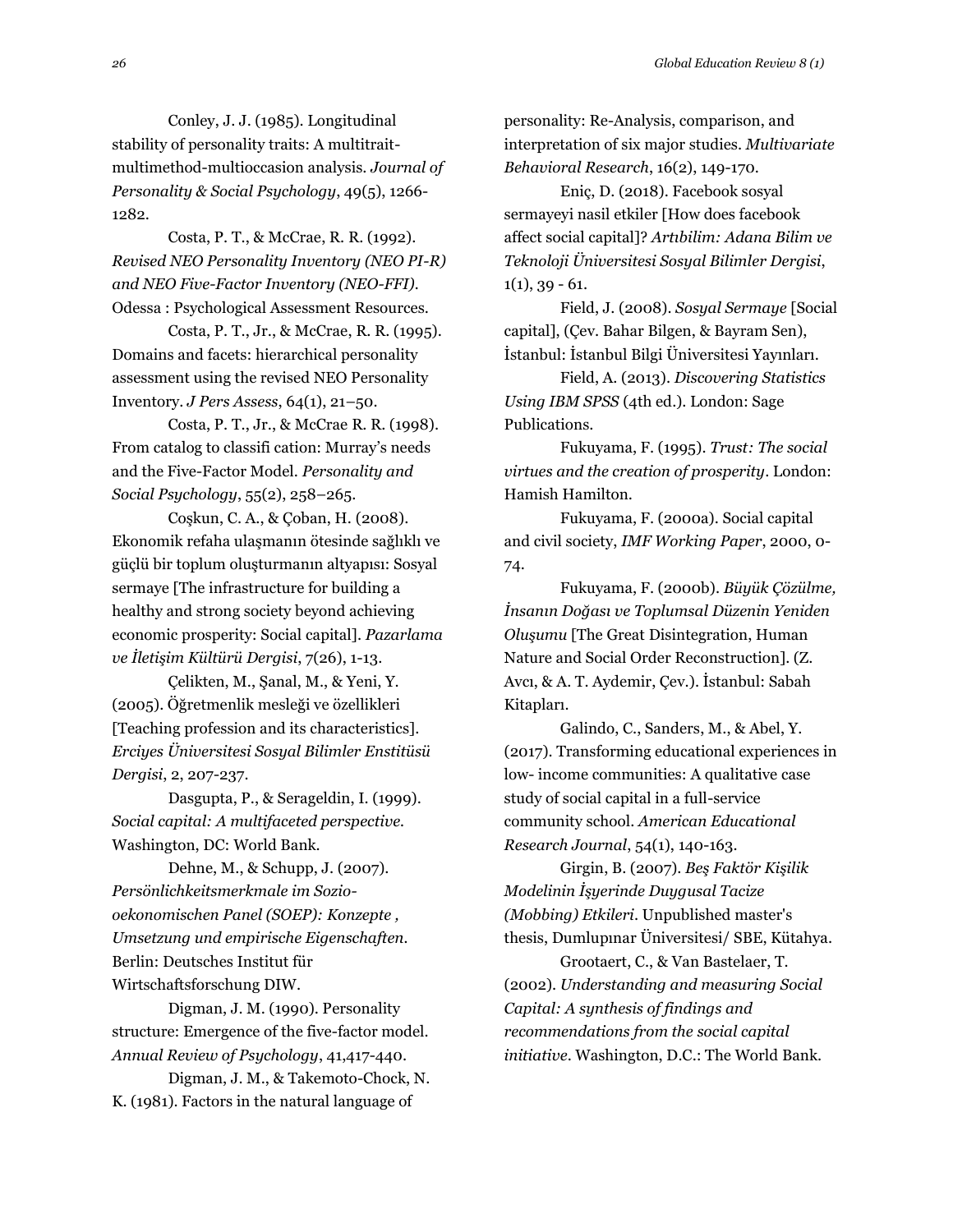Conley, J. J. (1985). Longitudinal stability of personality traits: A multitrait-multimethod-multioccasion analysis. *Journal of Personality & Social Psychology*, 49(5), 1266-1282.

Costa, P. T., & McCrae, R. R. (1992). *Revised NEO Personality Inventory (NEO PI-R) and NEO Five-Factor Inventory (NEO-FFI)*. Odessa : Psychological Assessment Resources.

Costa, P. T., Jr., & McCrae, R. R. (1995). Domains and facets: hierarchical personality assessment using the revised NEO Personality Inventory. *J Pers Assess*, 64(1), 21–50.

Costa, P. T., Jr., & McCrae R. R. (1998). From catalog to classifi cation: Murray's needs and the Five-Factor Model. *Personality and Social Psychology*, 55(2), 258–265.

Coşkun, C. A., & Çoban, H. (2008). Ekonomik refaha ulaşmanın ötesinde sağlıklı ve güçlü bir toplum oluşturmanın altyapısı: Sosyal sermaye [The infrastructure for building a healthy and strong society beyond achieving economic prosperity: Social capital]. *Pazarlama ve İletişim Kültürü Dergisi*, 7(26), 1-13.

Çelikten, M., Şanal, M., & Yeni, Y. (2005). Öğretmenlik mesleği ve özellikleri [Teaching profession and its characteristics]. *Erciyes Üniversitesi Sosyal Bilimler Enstitüsü Dergisi*, 2, 207-237.

Dasgupta, P., & Serageldin, I. (1999). *Social capital: A multifaceted perspective.* Washington, DC: World Bank.

Dehne, M., & Schupp, J. (2007). *Persönlichkeitsmerkmale im Sozio-oekonomischen Panel (SOEP): Konzepte , Umsetzung und empirische Eigenschaften.* Berlin: Deutsches Institut für Wirtschaftsforschung DIW.

Digman, J. M. (1990). Personality structure: Emergence of the five-factor model. *Annual Review of Psychology*, 41,417-440.

Digman, J. M., & Takemoto-Chock, N. K. (1981). Factors in the natural language of personality: Re-Analysis, comparison, and interpretation of six major studies. *Multivariate Behavioral Research*, 16(2), 149-170.

Eniç, D. (2018). Facebook sosyal sermayeyi nasil etkiler [How does facebook affect social capital]? *Artıbilim: Adana Bilim ve Teknoloji Üniversitesi Sosyal Bilimler Dergisi*, 1(1), 39 - 61.

Field, J. (2008). *Sosyal Sermaye* [Social capital], (Çev. Bahar Bilgen, & Bayram Sen), İstanbul: İstanbul Bilgi Üniversitesi Yayınları.

Field, A. (2013). *Discovering Statistics Using IBM SPSS* (4th ed.). London: Sage Publications.

Fukuyama, F. (1995). *Trust: The social virtues and the creation of prosperity*. London: Hamish Hamilton.

Fukuyama, F. (2000a). Social capital and civil society, *IMF Working Paper*, 2000, 0-74.

Fukuyama, F. (2000b). *Büyük Çözülme, İnsanın Doğası ve Toplumsal Düzenin Yeniden Oluşumu* [The Great Disintegration, Human Nature and Social Order Reconstruction]. (Z. Avcı, & A. T. Aydemir, Çev.). İstanbul: Sabah Kitapları.

Galindo, C., Sanders, M., & Abel, Y. (2017). Transforming educational experiences in low- income communities: A qualitative case study of social capital in a full-service community school. *American Educational Research Journal*, 54(1), 140-163.

Girgin, B. (2007). *Beş Faktör Kişilik Modelinin İşyerinde Duygusal Tacize (Mobbing) Etkileri*. Unpublished master's thesis, Dumlupınar Üniversitesi/ SBE, Kütahya.

Grootaert, C., & Van Bastelaer, T. (2002). *Understanding and measuring Social Capital: A synthesis of findings and recommendations from the social capital initiative*. Washington, D.C.: The World Bank.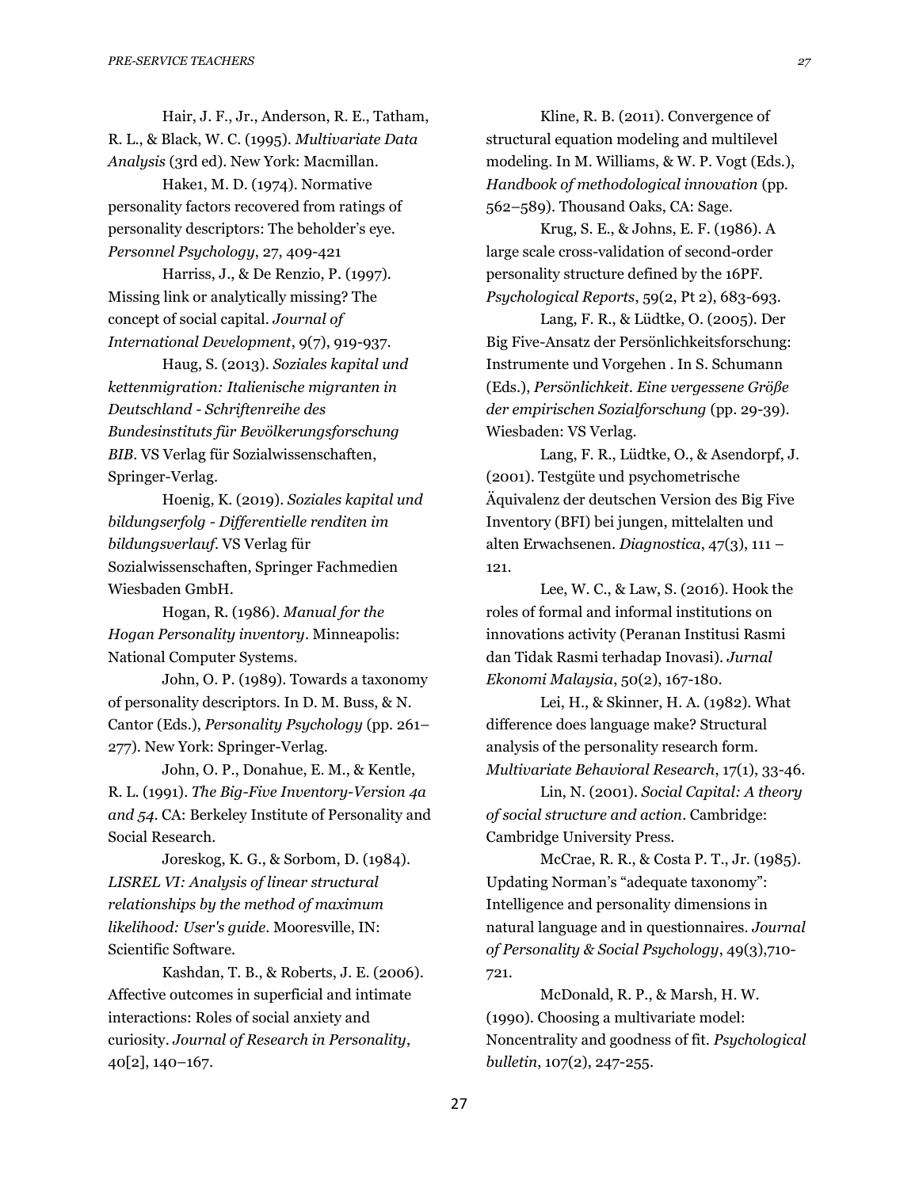Hair, J. F., Jr., Anderson, R. E., Tatham, R. L., & Black, W. C. (1995). *Multivariate Data Analysis* (3rd ed). New York: Macmillan.

Hake1, M. D. (1974). Normative personality factors recovered from ratings of personality descriptors: The beholder's eye. *Personnel Psychology*, 27, 409-421

Harriss, J., & De Renzio, P. (1997). Missing link or analytically missing? The concept of social capital. *Journal of International Development*, 9(7), 919-937.

Haug, S. (2013). *Soziales kapital und kettenmigration: Italienische migranten in Deutschland - Schriftenreihe des Bundesinstituts für Bevölkerungsforschung BIB*. VS Verlag für Sozialwissenschaften, Springer-Verlag.

Hoenig, K. (2019). *Soziales kapital und bildungserfolg - Differentielle renditen im bildungsverlauf*. VS Verlag für Sozialwissenschaften, Springer Fachmedien Wiesbaden GmbH.

Hogan, R. (1986). *Manual for the Hogan Personality inventory*. Minneapolis: National Computer Systems.

John, O. P. (1989). Towards a taxonomy of personality descriptors. In D. M. Buss, & N. Cantor (Eds.), *Personality Psychology* (pp. 261–277). New York: Springer-Verlag.

John, O. P., Donahue, E. M., & Kentle, R. L. (1991). *The Big-Five Inventory-Version 4a and 54*. CA: Berkeley Institute of Personality and Social Research.

Joreskog, K. G., & Sorbom, D. (1984). *LISREL VI: Analysis of linear structural relationships by the method of maximum likelihood: User's guide*. Mooresville, IN: Scientific Software.

Kashdan, T. B., & Roberts, J. E. (2006). Affective outcomes in superficial and intimate interactions: Roles of social anxiety and curiosity. *Journal of Research in Personality*, 40[2], 140–167.

Kline, R. B. (2011). Convergence of structural equation modeling and multilevel modeling. In M. Williams, & W. P. Vogt (Eds.), *Handbook of methodological innovation* (pp. 562–589). Thousand Oaks, CA: Sage.

Krug, S. E., & Johns, E. F. (1986). A large scale cross-validation of second-order personality structure defined by the 16PF. *Psychological Reports*, 59(2, Pt 2), 683-693.

Lang, F. R., & Lüdtke, O. (2005). Der Big Five-Ansatz der Persönlichkeitsforschung: Instrumente und Vorgehen . In S. Schumann (Eds.), *Persönlichkeit. Eine vergessene Größe der empirischen Sozialforschung* (pp. 29-39). Wiesbaden: VS Verlag.

Lang, F. R., Lüdtke, O., & Asendorpf, J. (2001). Testgüte und psychometrische Äquivalenz der deutschen Version des Big Five Inventory (BFI) bei jungen, mittelalten und alten Erwachsenen. *Diagnostica*, 47(3), 111 – 121.

Lee, W. C., & Law, S. (2016). Hook the roles of formal and informal institutions on innovations activity (Peranan Institusi Rasmi dan Tidak Rasmi terhadap Inovasi). *Jurnal Ekonomi Malaysia*, 50(2), 167-180.

Lei, H., & Skinner, H. A. (1982). What difference does language make? Structural analysis of the personality research form. *Multivariate Behavioral Research*, 17(1), 33-46.

Lin, N. (2001). *Social Capital: A theory of social structure and action*. Cambridge: Cambridge University Press.

McCrae, R. R., & Costa P. T., Jr. (1985). Updating Norman's "adequate taxonomy": Intelligence and personality dimensions in natural language and in questionnaires. *Journal of Personality & Social Psychology*, 49(3),710-721.

McDonald, R. P., & Marsh, H. W. (1990). Choosing a multivariate model: Noncentrality and goodness of fit. *Psychological bulletin*, 107(2), 247-255.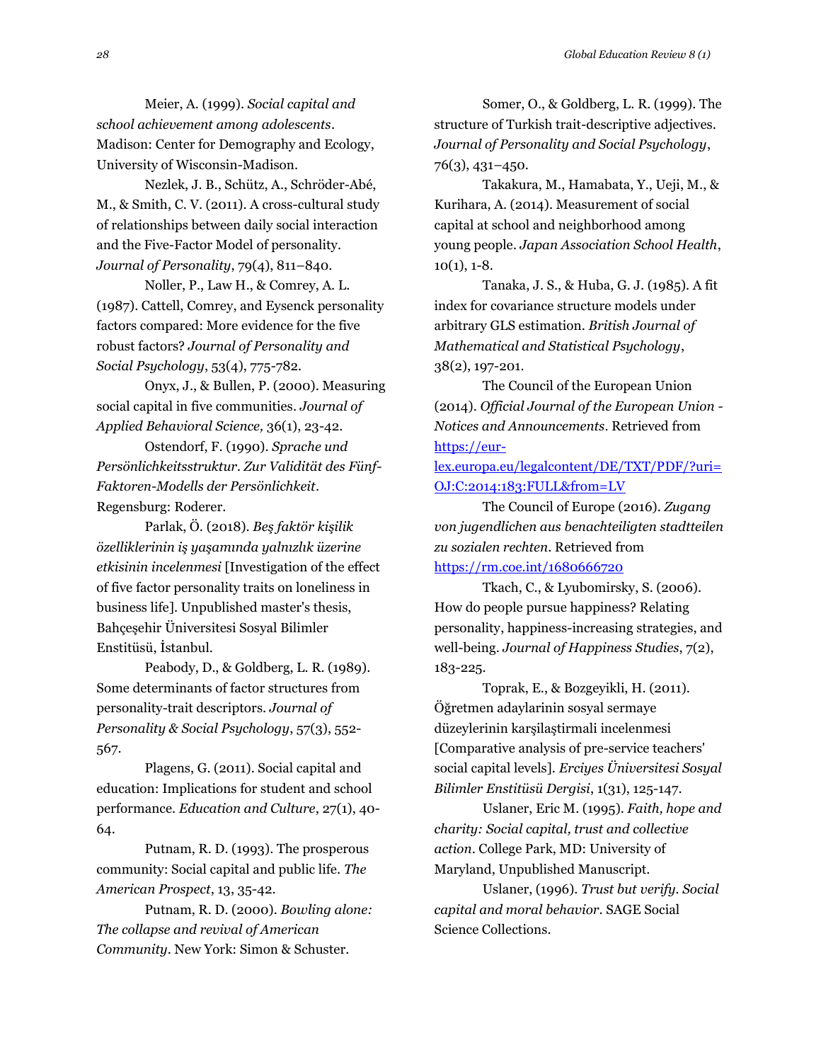Meier, A. (1999). *Social capital and school achievement among adolescents*. Madison: Center for Demography and Ecology, University of Wisconsin-Madison.

Nezlek, J. B., Schütz, A., Schröder-Abé, M., & Smith, C. V. (2011). A cross-cultural study of relationships between daily social interaction and the Five-Factor Model of personality. *Journal of Personality*, 79(4), 811–840.

Noller, P., Law H., & Comrey, A. L. (1987). Cattell, Comrey, and Eysenck personality factors compared: More evidence for the five robust factors? *Journal of Personality and Social Psychology*, 53(4), 775-782.

Onyx, J., & Bullen, P. (2000). Measuring social capital in five communities. *Journal of Applied Behavioral Science,* 36(1), 23-42.

Ostendorf, F. (1990). *Sprache und Persönlichkeitsstruktur. Zur Validität des Fünf-Faktoren-Modells der Persönlichkeit*. Regensburg: Roderer.

Parlak, Ö. (2018). *Beş faktör kişilik özelliklerinin iş yaşamında yalnızlık üzerine etkisinin incelenmesi* [Investigation of the effect of five factor personality traits on loneliness in business life]. Unpublished master's thesis, Bahçeşehir Üniversitesi Sosyal Bilimler Enstitüsü, İstanbul.

Peabody, D., & Goldberg, L. R. (1989). Some determinants of factor structures from personality-trait descriptors. *Journal of Personality & Social Psychology*, 57(3), 552-567.

Plagens, G. (2011). Social capital and education: Implications for student and school performance. *Education and Culture*, 27(1), 40-64.

Putnam, R. D. (1993). The prosperous community: Social capital and public life. *The American Prospect*, 13, 35-42.

Putnam, R. D. (2000). *Bowling alone: The collapse and revival of American Community*. New York: Simon & Schuster.

Somer, O., & Goldberg, L. R. (1999). The structure of Turkish trait-descriptive adjectives. *Journal of Personality and Social Psychology*, 76(3), 431–450.

Takakura, M., Hamabata, Y., Ueji, M., & Kurihara, A. (2014). Measurement of social capital at school and neighborhood among young people. *Japan Association School Health*, 10(1), 1-8.

Tanaka, J. S., & Huba, G. J. (1985). A fit index for covariance structure models under arbitrary GLS estimation. *British Journal of Mathematical and Statistical Psychology*, 38(2), 197-201.

The Council of the European Union (2014). *Official Journal of the European Union - Notices and Announcements*. Retrieved from https://eur-lex.europa.eu/legalcontent/DE/TXT/PDF/?uri=OJ:C:2014:183:FULL&from=LV

The Council of Europe (2016). *Zugang von jugendlichen aus benachteiligten stadtteilen zu sozialen rechten*. Retrieved from https://rm.coe.int/1680666720

Tkach, C., & Lyubomirsky, S. (2006). How do people pursue happiness? Relating personality, happiness-increasing strategies, and well-being. *Journal of Happiness Studies*, 7(2), 183-225.

Toprak, E., & Bozgeyikli, H. (2011). Öğretmen adaylarinin sosyal sermaye düzeylerinin karşilaştirmali incelenmesi [Comparative analysis of pre-service teachers' social capital levels]. *Erciyes Üniversitesi Sosyal Bilimler Enstitüsü Dergisi*, 1(31), 125-147.

Uslaner, Eric M. (1995). *Faith, hope and charity: Social capital, trust and collective action*. College Park, MD: University of Maryland, Unpublished Manuscript.

Uslaner, (1996). *Trust but verify. Social capital and moral behavior*. SAGE Social Science Collections.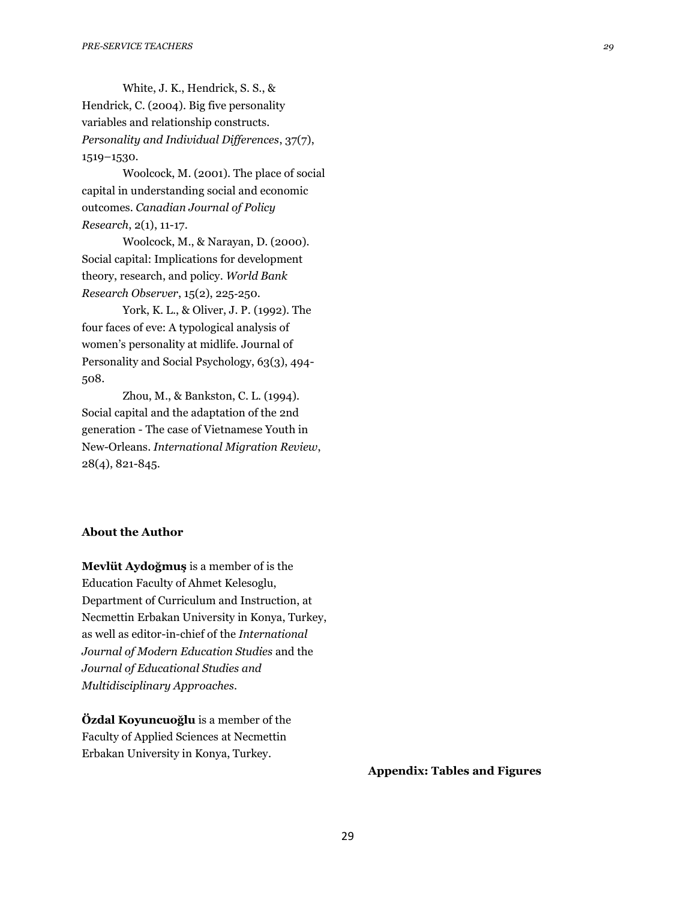White, J. K., Hendrick, S. S., & Hendrick, C. (2004). Big five personality variables and relationship constructs. *Personality and Individual Differences*, 37(7), 1519–1530.

Woolcock, M. (2001). The place of social capital in understanding social and economic outcomes. *Canadian Journal of Policy Research*, 2(1), 11-17.

Woolcock, M., & Narayan, D. (2000). Social capital: Implications for development theory, research, and policy. *World Bank Research Observer*, 15(2), 225-250.

York, K. L., & Oliver, J. P. (1992). The four faces of eve: A typological analysis of women's personality at midlife. Journal of Personality and Social Psychology, 63(3), 494-508.

Zhou, M., & Bankston, C. L. (1994). Social capital and the adaptation of the 2nd generation - The case of Vietnamese Youth in New-Orleans. *International Migration Review*, 28(4), 821-845.

### About the Author

**Mevlüt Aydoğmuş** is a member of is the Education Faculty of Ahmet Kelesoglu, Department of Curriculum and Instruction, at Necmettin Erbakan University in Konya, Turkey, as well as editor-in-chief of the *International Journal of Modern Education Studies* and the *Journal of Educational Studies and Multidisciplinary Approaches*.

**Özdal Koyuncuoğlu** is a member of the Faculty of Applied Sciences at Necmettin Erbakan University in Konya, Turkey.

## Appendix: Tables and Figures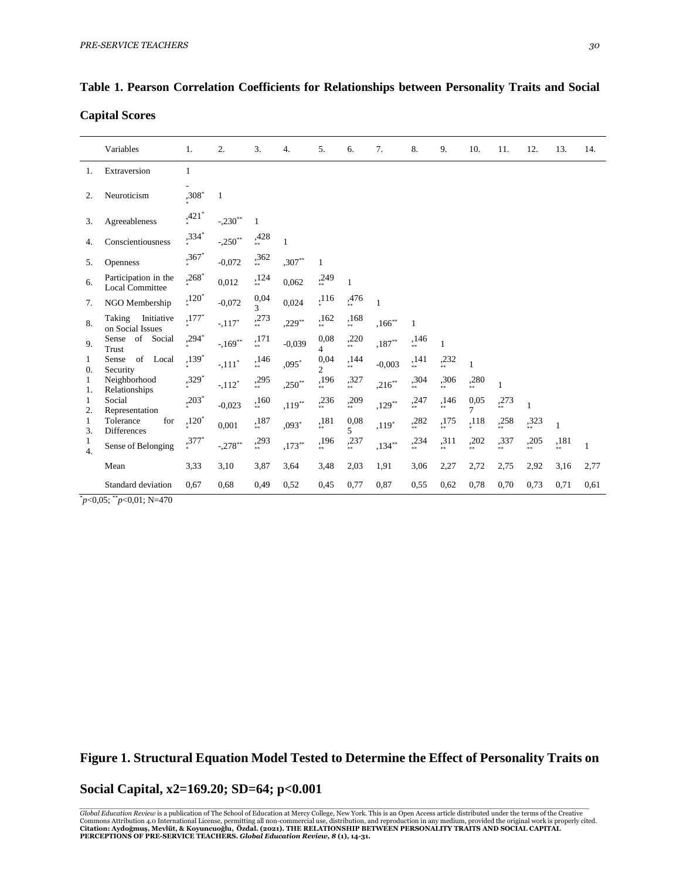**Table 1. Pearson Correlation Coefficients for Relationships between Personality Traits and Social Capital Scores**

| | Variables | 1. | 2. | 3. | 4. | 5. | 6. | 7. | 8. | 9. | 10. | 11. | 12. | 13. | 14. |
|---|---|---|---|---|---|---|---|---|---|---|---|---|---|---|---|
| 1. | Extraversion | 1 | | | | | | | | | | | | | |
| 2. | Neuroticism | -,308** | 1 | | | | | | | | | | | | |
| 3. | Agreeableness | ,421** | -,230** | 1 | | | | | | | | | | | |
| 4. | Conscientiousness | ,334** | -,250** | ,428** | 1 | | | | | | | | | | |
| 5. | Openness | ,367** | -0,072 | ,362** | ,307** | 1 | | | | | | | | | |
| 6. | Participation in the Local Committee | ,268** | 0,012 | ,124** | 0,062 | ,249** | 1 | | | | | | | | |
| 7. | NGO Membership | ,120** | -0,072 | 0,043 | 0,024 | ,116* | ,476** | 1 | | | | | | | |
| 8. | Taking Initiative on Social Issues | ,177** | -,117* | ,273** | ,229** | ,162** | ,168** | ,166** | 1 | | | | | | |
| 9. | Sense of Social Trust | ,294** | -,169** | ,171** | -0,039 | 0,084 | ,220** | ,187** | ,146** | 1 | | | | | |
| 10. | Sense of Local Security | ,139** | -,111* | ,146** | ,095* | 0,042 | ,144** | -0,003 | ,141** | ,232** | 1 | | | | |
| 11. | Neighborhood Relationships | ,329** | -,112* | ,295** | ,250** | ,196** | ,327** | ,216** | ,304** | ,306** | ,280** | 1 | | | |
| 12. | Social Representation | ,203** | -0,023 | ,160** | ,119** | ,236** | ,209** | ,129** | ,247** | ,146** | 0,057 | ,273** | 1 | | |
| 13. | Tolerance for Differences | ,120** | 0,001 | ,187** | ,093* | ,181** | 0,085 | ,119* | ,282** | ,175** | ,118* | ,258** | ,323** | 1 | |
| 14. | Sense of Belonging | ,377** | -,278** | ,293** | ,173** | ,196** | ,237** | ,134** | ,234** | ,311** | ,202** | ,337** | ,205** | ,181** | 1 |
| | Mean | 3,33 | 3,10 | 3,87 | 3,64 | 3,48 | 2,03 | 1,91 | 3,06 | 2,27 | 2,72 | 2,75 | 2,92 | 3,16 | 2,77 |
| | Standard deviation | 0,67 | 0,68 | 0,49 | 0,52 | 0,45 | 0,77 | 0,87 | 0,55 | 0,62 | 0,78 | 0,70 | 0,73 | 0,71 | 0,61 |

*$p<0,05$; **$p<0,01$; N=470

**Figure 1. Structural Equation Model Tested to Determine the Effect of Personality Traits on Social Capital, x2=169.20; SD=64; p<0.001**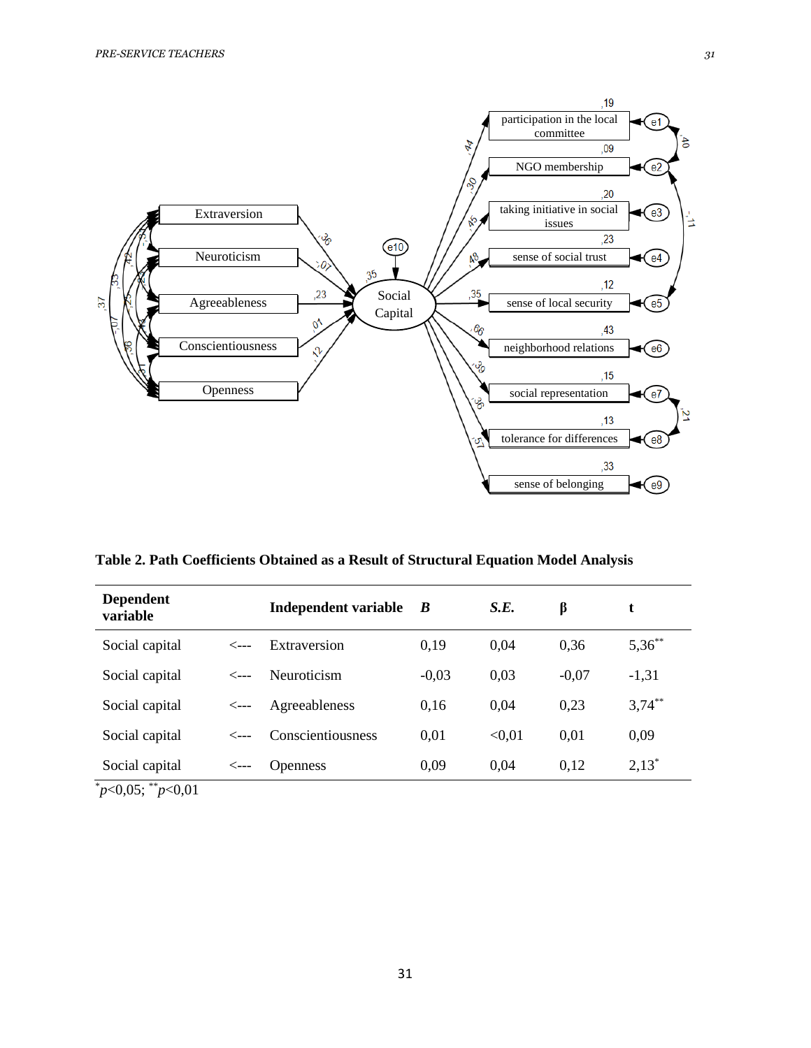participation in the local committee
NGO membership
taking initiative in social issues
sense of social trust
sense of local security
neighborhood relations
social representation
tolerance for differences
sense of belonging

,19
,09
,20
,23
,12
,43
,15
,13
,33

e1
e2
e3
e4
e5
e6
e7
e8
e9
e10

,40
-,11
,21

,44
,30
,45
,48
,35
,66
,39
,36
,57

Social Capital
,35

Extraversion
Neuroticism
Agreeableness
Conscientiousness
Openness

,36
-,07
,23
,01
,12

,37
-,07
,33
,36
,42
-,31
,25
,42
,48
,31

**Table 2. Path Coefficients Obtained as a Result of Structural Equation Model Analysis**

| Dependent variable | | Independent variable | *B* | *S.E.* | β | t |
|---|---|---|---|---|---|---|
| Social capital | <--- | Extraversion | 0,19 | 0,04 | 0,36 | 5,36** |
| Social capital | <--- | Neuroticism | -0,03 | 0,03 | -0,07 | -1,31 |
| Social capital | <--- | Agreeableness | 0,16 | 0,04 | 0,23 | 3,74** |
| Social capital | <--- | Conscientiousness | 0,01 | <0,01 | 0,01 | 0,09 |
| Social capital | <--- | Openness | 0,09 | 0,04 | 0,12 | 2,13* |

*$p$<0,05; **$p$<0,01